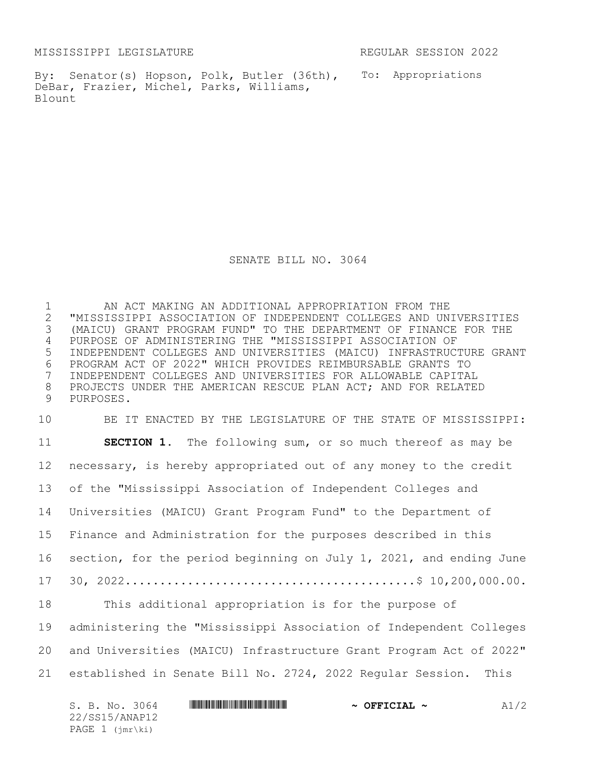MISSISSIPPI LEGISLATURE REGULAR SESSION 2022

By: Senator(s) Hopson, Polk, Butler (36th), DeBar, Frazier, Michel, Parks, Williams, Blount

To: Appropriations

# SENATE BILL NO. 3064

AN ACT MAKING AN ADDITIONAL APPROPRIATION FROM THE "MISSISSIPPI ASSOCIATION OF INDEPENDENT COLLEGES AND UNIVERSITIES (MAICU) GRANT PROGRAM FUND" TO THE DEPARTMENT OF FINANCE FOR THE PURPOSE OF ADMINISTERING THE "MISSISSIPPI ASSOCIATION OF INDEPENDENT COLLEGES AND UNIVERSITIES (MAICU) INFRASTRUCTURE GRANT PROGRAM ACT OF 2022" WHICH PROVIDES REIMBURSABLE GRANTS TO INDEPENDENT COLLEGES AND UNIVERSITIES FOR ALLOWABLE CAPITAL PROJECTS UNDER THE AMERICAN RESCUE PLAN ACT; AND FOR RELATED PURPOSES.

BE IT ENACTED BY THE LEGISLATURE OF THE STATE OF MISSISSIPPI:

**SECTION 1.** The following sum, or so much thereof as may be necessary, is hereby appropriated out of any money to the credit of the "Mississippi Association of Independent Colleges and Universities (MAICU) Grant Program Fund" to the Department of Finance and Administration for the purposes described in this section, for the period beginning on July 1, 2021, and ending June 30, 2022........................................$ 10,200,000.00.

This additional appropriation is for the purpose of administering the "Mississippi Association of Independent Colleges and Universities (MAICU) Infrastructure Grant Program Act of 2022" established in Senate Bill No. 2724, 2022 Regular Session. This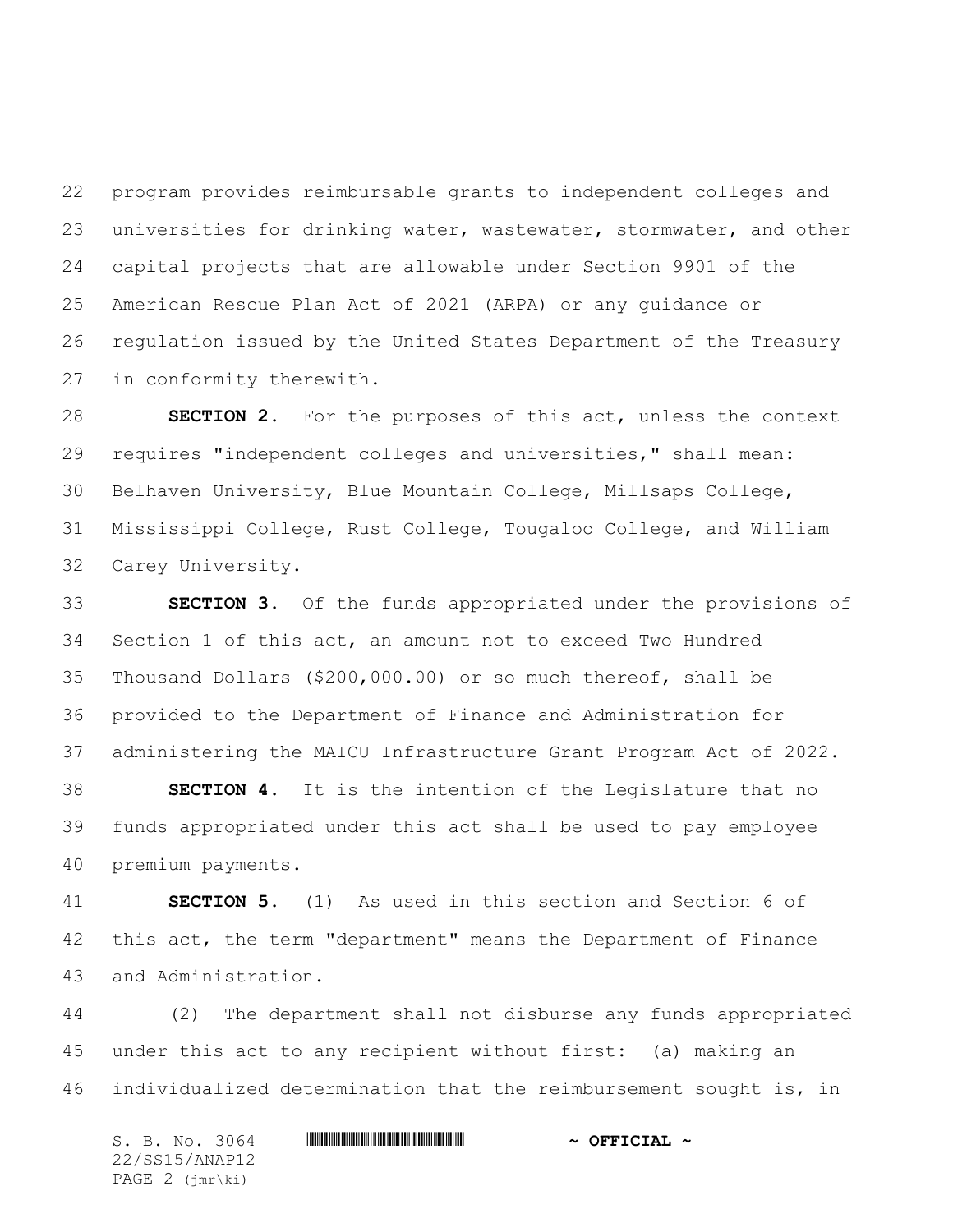program provides reimbursable grants to independent colleges and universities for drinking water, wastewater, stormwater, and other capital projects that are allowable under Section 9901 of the American Rescue Plan Act of 2021 (ARPA) or any guidance or regulation issued by the United States Department of the Treasury in conformity therewith.

**SECTION 2.** For the purposes of this act, unless the context requires "independent colleges and universities," shall mean: Belhaven University, Blue Mountain College, Millsaps College, Mississippi College, Rust College, Tougaloo College, and William Carey University.

**SECTION 3.** Of the funds appropriated under the provisions of Section 1 of this act, an amount not to exceed Two Hundred Thousand Dollars ($200,000.00) or so much thereof, shall be provided to the Department of Finance and Administration for administering the MAICU Infrastructure Grant Program Act of 2022.

**SECTION 4.** It is the intention of the Legislature that no funds appropriated under this act shall be used to pay employee premium payments.

**SECTION 5.** (1) As used in this section and Section 6 of this act, the term "department" means the Department of Finance and Administration.

(2) The department shall not disburse any funds appropriated under this act to any recipient without first: (a) making an individualized determination that the reimbursement sought is, in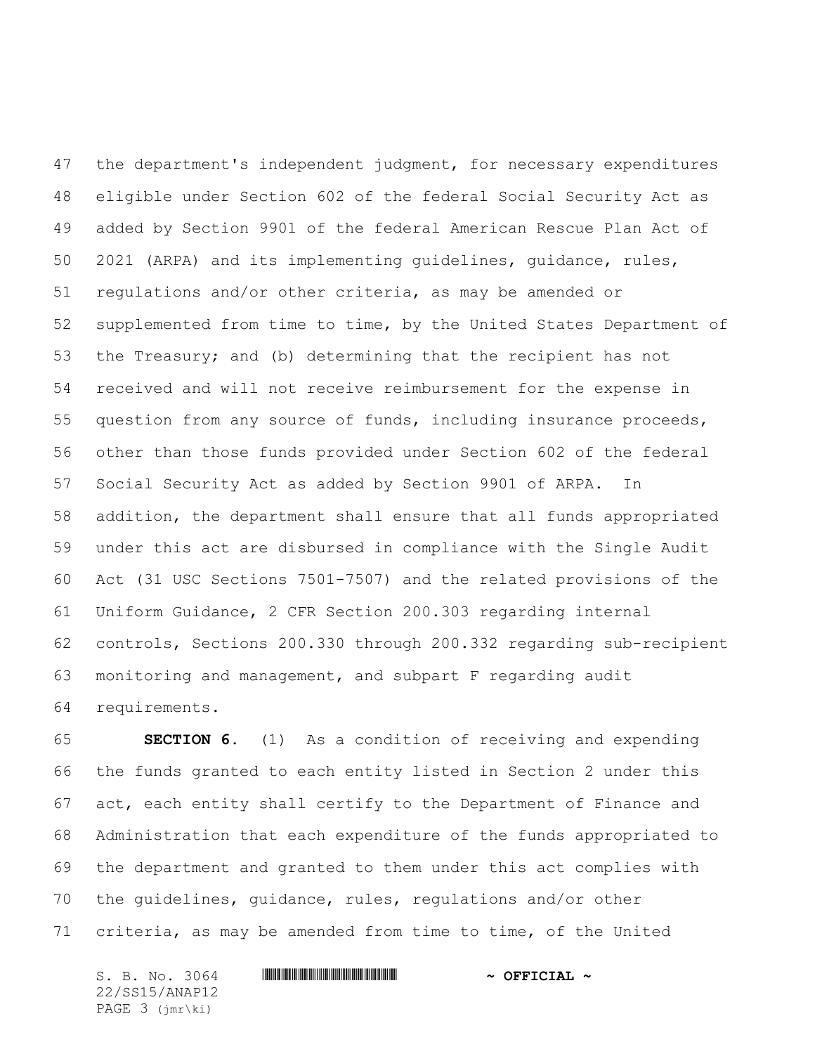the department's independent judgment, for necessary expenditures eligible under Section 602 of the federal Social Security Act as added by Section 9901 of the federal American Rescue Plan Act of 2021 (ARPA) and its implementing guidelines, guidance, rules, regulations and/or other criteria, as may be amended or supplemented from time to time, by the United States Department of the Treasury; and (b) determining that the recipient has not received and will not receive reimbursement for the expense in question from any source of funds, including insurance proceeds, other than those funds provided under Section 602 of the federal Social Security Act as added by Section 9901 of ARPA. In addition, the department shall ensure that all funds appropriated under this act are disbursed in compliance with the Single Audit Act (31 USC Sections 7501-7507) and the related provisions of the Uniform Guidance, 2 CFR Section 200.303 regarding internal controls, Sections 200.330 through 200.332 regarding sub-recipient monitoring and management, and subpart F regarding audit requirements.

**SECTION 6.** (1) As a condition of receiving and expending the funds granted to each entity listed in Section 2 under this act, each entity shall certify to the Department of Finance and Administration that each expenditure of the funds appropriated to the department and granted to them under this act complies with the guidelines, guidance, rules, regulations and/or other criteria, as may be amended from time to time, of the United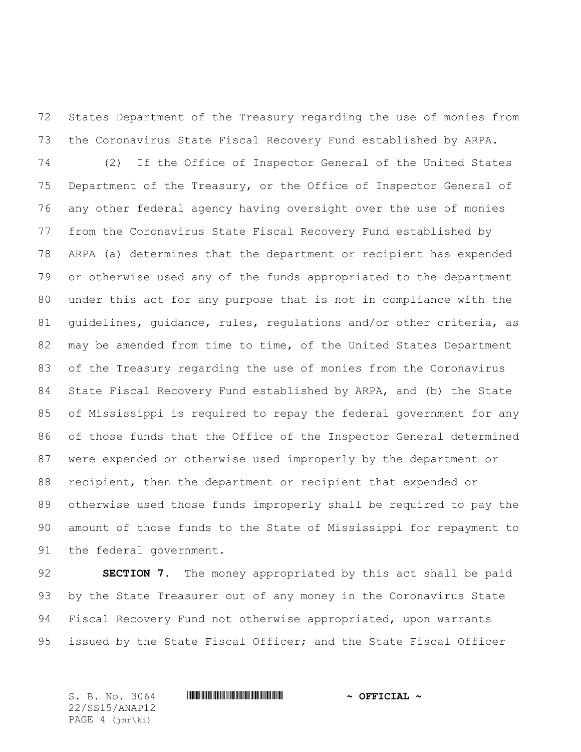States Department of the Treasury regarding the use of monies from the Coronavirus State Fiscal Recovery Fund established by ARPA.

(2) If the Office of Inspector General of the United States Department of the Treasury, or the Office of Inspector General of any other federal agency having oversight over the use of monies from the Coronavirus State Fiscal Recovery Fund established by ARPA (a) determines that the department or recipient has expended or otherwise used any of the funds appropriated to the department under this act for any purpose that is not in compliance with the guidelines, guidance, rules, regulations and/or other criteria, as may be amended from time to time, of the United States Department of the Treasury regarding the use of monies from the Coronavirus State Fiscal Recovery Fund established by ARPA, and (b) the State of Mississippi is required to repay the federal government for any of those funds that the Office of the Inspector General determined were expended or otherwise used improperly by the department or recipient, then the department or recipient that expended or otherwise used those funds improperly shall be required to pay the amount of those funds to the State of Mississippi for repayment to the federal government.

**SECTION 7.** The money appropriated by this act shall be paid by the State Treasurer out of any money in the Coronavirus State Fiscal Recovery Fund not otherwise appropriated, upon warrants issued by the State Fiscal Officer; and the State Fiscal Officer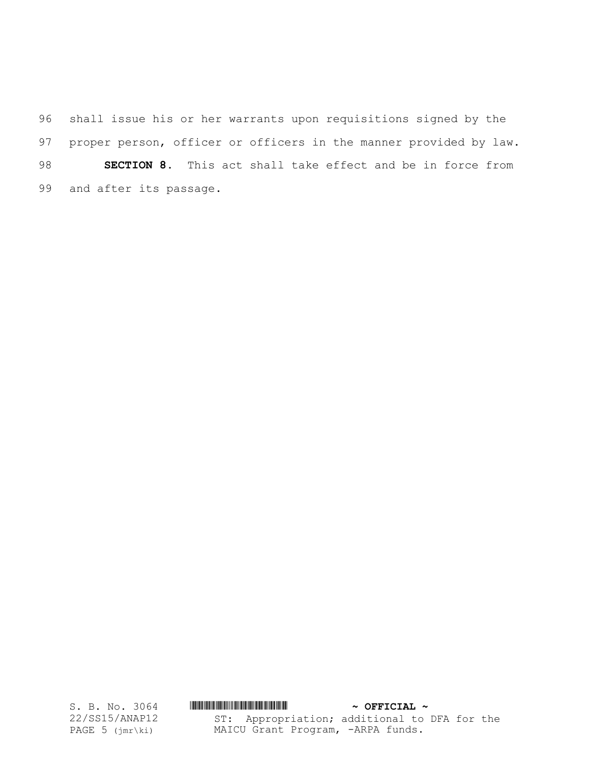shall issue his or her warrants upon requisitions signed by the proper person, officer or officers in the manner provided by law.

**SECTION 8.** This act shall take effect and be in force from and after its passage.